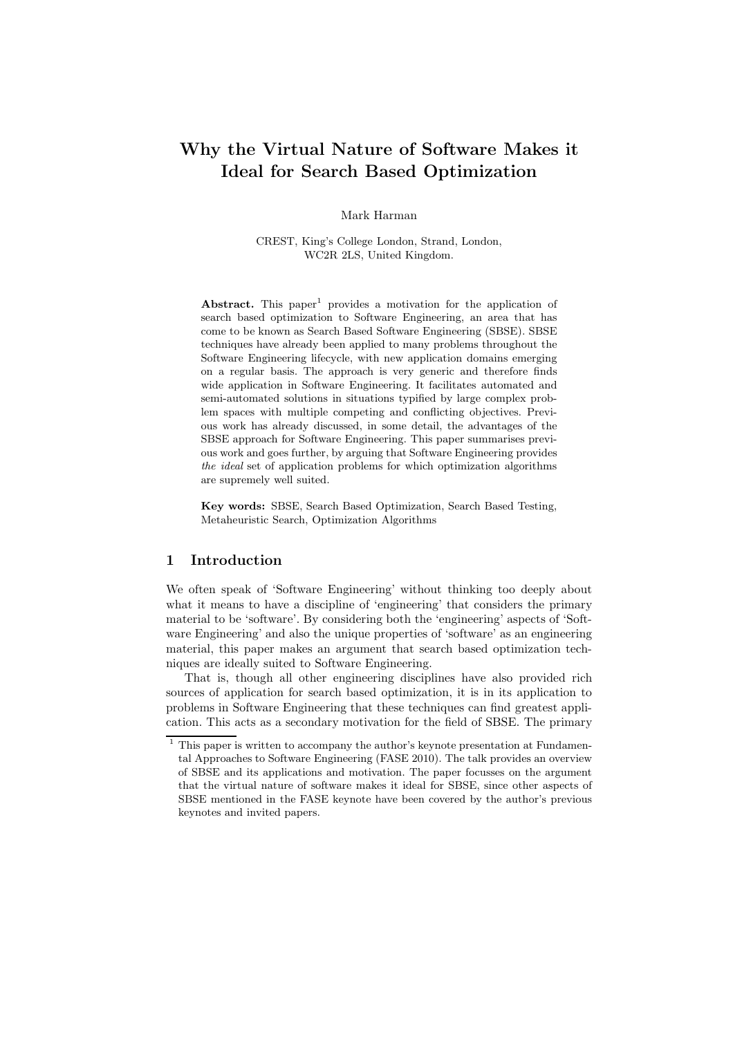# Why the Virtual Nature of Software Makes it Ideal for Search Based Optimization

Mark Harman

CREST, King's College London, Strand, London, WC2R 2LS, United Kingdom.

**Abstract.** This paper[1] provides a motivation for the application of search based optimization to Software Engineering, an area that has come to be known as Search Based Software Engineering (SBSE). SBSE techniques have already been applied to many problems throughout the Software Engineering lifecycle, with new application domains emerging on a regular basis. The approach is very generic and therefore finds wide application in Software Engineering. It facilitates automated and semi-automated solutions in situations typified by large complex problem spaces with multiple competing and conflicting objectives. Previous work has already discussed, in some detail, the advantages of the SBSE approach for Software Engineering. This paper summarises previous work and goes further, by arguing that Software Engineering provides *the ideal* set of application problems for which optimization algorithms are supremely well suited.

**Key words:** SBSE, Search Based Optimization, Search Based Testing, Metaheuristic Search, Optimization Algorithms

## 1 Introduction

We often speak of 'Software Engineering' without thinking too deeply about what it means to have a discipline of 'engineering' that considers the primary material to be 'software'. By considering both the 'engineering' aspects of 'Software Engineering' and also the unique properties of 'software' as an engineering material, this paper makes an argument that search based optimization techniques are ideally suited to Software Engineering.

That is, though all other engineering disciplines have also provided rich sources of application for search based optimization, it is in its application to problems in Software Engineering that these techniques can find greatest application. This acts as a secondary motivation for the field of SBSE. The primary

[1] This paper is written to accompany the author's keynote presentation at Fundamental Approaches to Software Engineering (FASE 2010). The talk provides an overview of SBSE and its applications and motivation. The paper focusses on the argument that the virtual nature of software makes it ideal for SBSE, since other aspects of SBSE mentioned in the FASE keynote have been covered by the author's previous keynotes and invited papers.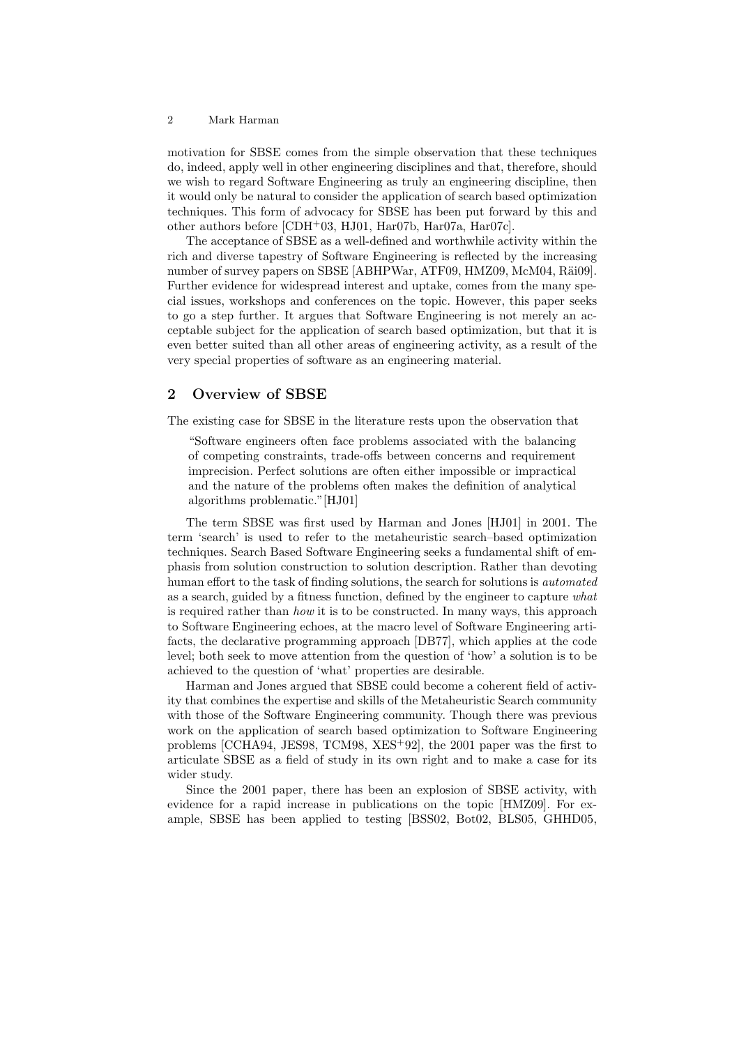motivation for SBSE comes from the simple observation that these techniques do, indeed, apply well in other engineering disciplines and that, therefore, should we wish to regard Software Engineering as truly an engineering discipline, then it would only be natural to consider the application of search based optimization techniques. This form of advocacy for SBSE has been put forward by this and other authors before [CDH+03, HJ01, Har07b, Har07a, Har07c].

The acceptance of SBSE as a well-defined and worthwhile activity within the rich and diverse tapestry of Software Engineering is reflected by the increasing number of survey papers on SBSE [ABHPWar, ATF09, HMZ09, McM04, Räi09]. Further evidence for widespread interest and uptake, comes from the many special issues, workshops and conferences on the topic. However, this paper seeks to go a step further. It argues that Software Engineering is not merely an acceptable subject for the application of search based optimization, but that it is even better suited than all other areas of engineering activity, as a result of the very special properties of software as an engineering material.

## 2 Overview of SBSE

The existing case for SBSE in the literature rests upon the observation that

> "Software engineers often face problems associated with the balancing of competing constraints, trade-offs between concerns and requirement imprecision. Perfect solutions are often either impossible or impractical and the nature of the problems often makes the definition of analytical algorithms problematic."[HJ01]

The term SBSE was first used by Harman and Jones [HJ01] in 2001. The term 'search' is used to refer to the metaheuristic search–based optimization techniques. Search Based Software Engineering seeks a fundamental shift of emphasis from solution construction to solution description. Rather than devoting human effort to the task of finding solutions, the search for solutions is *automated* as a search, guided by a fitness function, defined by the engineer to capture *what* is required rather than *how* it is to be constructed. In many ways, this approach to Software Engineering echoes, at the macro level of Software Engineering artifacts, the declarative programming approach [DB77], which applies at the code level; both seek to move attention from the question of 'how' a solution is to be achieved to the question of 'what' properties are desirable.

Harman and Jones argued that SBSE could become a coherent field of activity that combines the expertise and skills of the Metaheuristic Search community with those of the Software Engineering community. Though there was previous work on the application of search based optimization to Software Engineering problems [CCHA94, JES98, TCM98, XES+92], the 2001 paper was the first to articulate SBSE as a field of study in its own right and to make a case for its wider study.

Since the 2001 paper, there has been an explosion of SBSE activity, with evidence for a rapid increase in publications on the topic [HMZ09]. For example, SBSE has been applied to testing [BSS02, Bot02, BLS05, GHHD05,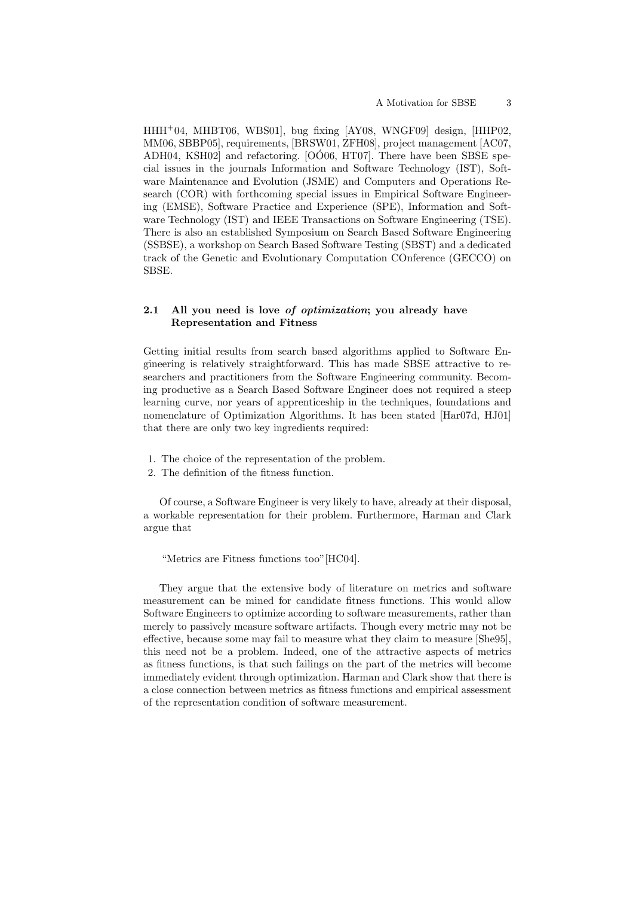HHH+04, MHBT06, WBS01], bug fixing [AY08, WNGF09] design, [HHP02, MM06, SBBP05], requirements, [BRSW01, ZFH08], project management [AC07, ADH04, KSH02] and refactoring. [OÓ06, HT07]. There have been SBSE special issues in the journals Information and Software Technology (IST), Software Maintenance and Evolution (JSME) and Computers and Operations Research (COR) with forthcoming special issues in Empirical Software Engineering (EMSE), Software Practice and Experience (SPE), Information and Software Technology (IST) and IEEE Transactions on Software Engineering (TSE). There is also an established Symposium on Search Based Software Engineering (SSBSE), a workshop on Search Based Software Testing (SBST) and a dedicated track of the Genetic and Evolutionary Computation COnference (GECCO) on SBSE.

### 2.1 All you need is love *of optimization*; you already have Representation and Fitness

Getting initial results from search based algorithms applied to Software Engineering is relatively straightforward. This has made SBSE attractive to researchers and practitioners from the Software Engineering community. Becoming productive as a Search Based Software Engineer does not required a steep learning curve, nor years of apprenticeship in the techniques, foundations and nomenclature of Optimization Algorithms. It has been stated [Har07d, HJ01] that there are only two key ingredients required:

1. The choice of the representation of the problem.
2. The definition of the fitness function.

Of course, a Software Engineer is very likely to have, already at their disposal, a workable representation for their problem. Furthermore, Harman and Clark argue that

> "Metrics are Fitness functions too"[HC04].

They argue that the extensive body of literature on metrics and software measurement can be mined for candidate fitness functions. This would allow Software Engineers to optimize according to software measurements, rather than merely to passively measure software artifacts. Though every metric may not be effective, because some may fail to measure what they claim to measure [She95], this need not be a problem. Indeed, one of the attractive aspects of metrics as fitness functions, is that such failings on the part of the metrics will become immediately evident through optimization. Harman and Clark show that there is a close connection between metrics as fitness functions and empirical assessment of the representation condition of software measurement.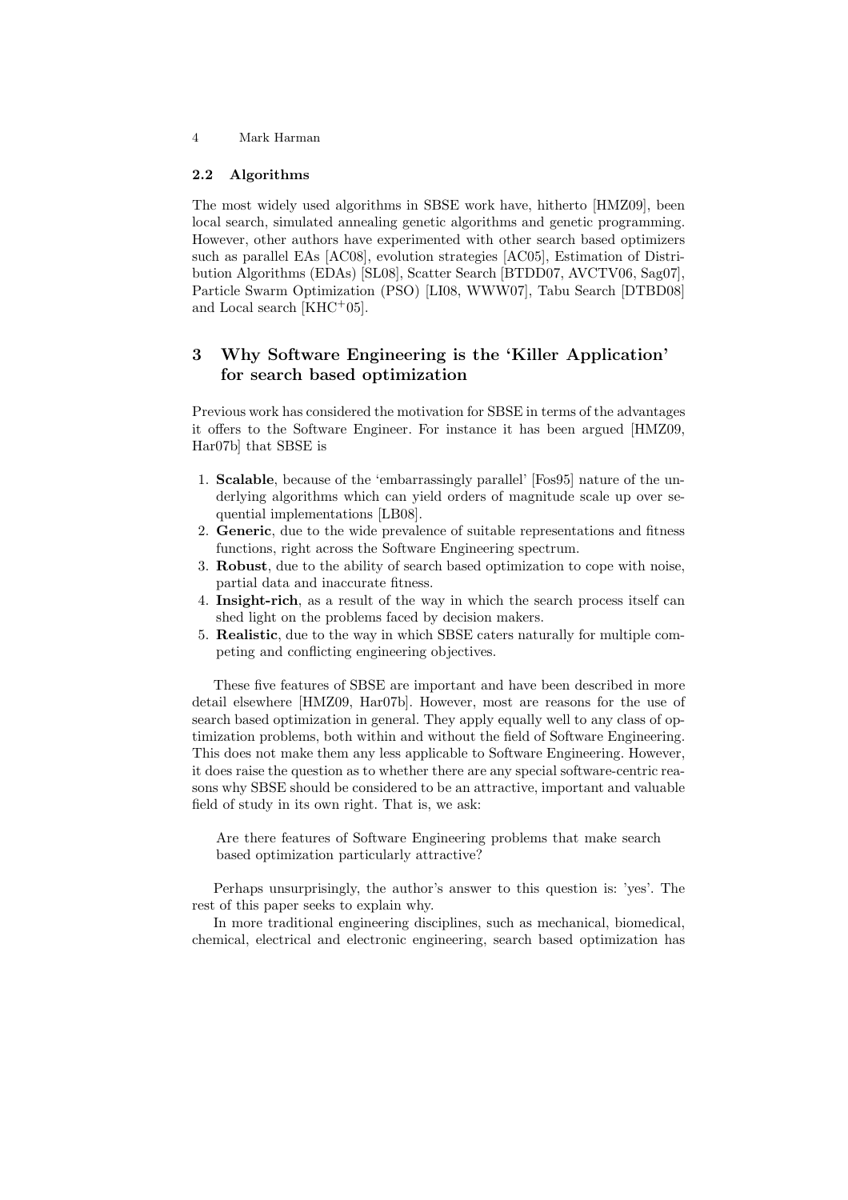### 2.2 Algorithms

The most widely used algorithms in SBSE work have, hitherto [HMZ09], been local search, simulated annealing genetic algorithms and genetic programming. However, other authors have experimented with other search based optimizers such as parallel EAs [AC08], evolution strategies [AC05], Estimation of Distribution Algorithms (EDAs) [SL08], Scatter Search [BTDD07, AVCTV06, Sag07], Particle Swarm Optimization (PSO) [LI08, WWW07], Tabu Search [DTBD08] and Local search [KHC+05].

## 3 Why Software Engineering is the 'Killer Application' for search based optimization

Previous work has considered the motivation for SBSE in terms of the advantages it offers to the Software Engineer. For instance it has been argued [HMZ09, Har07b] that SBSE is

1. **Scalable**, because of the 'embarrassingly parallel' [Fos95] nature of the underlying algorithms which can yield orders of magnitude scale up over sequential implementations [LB08].
2. **Generic**, due to the wide prevalence of suitable representations and fitness functions, right across the Software Engineering spectrum.
3. **Robust**, due to the ability of search based optimization to cope with noise, partial data and inaccurate fitness.
4. **Insight-rich**, as a result of the way in which the search process itself can shed light on the problems faced by decision makers.
5. **Realistic**, due to the way in which SBSE caters naturally for multiple competing and conflicting engineering objectives.

These five features of SBSE are important and have been described in more detail elsewhere [HMZ09, Har07b]. However, most are reasons for the use of search based optimization in general. They apply equally well to any class of optimization problems, both within and without the field of Software Engineering. This does not make them any less applicable to Software Engineering. However, it does raise the question as to whether there are any special software-centric reasons why SBSE should be considered to be an attractive, important and valuable field of study in its own right. That is, we ask:

> Are there features of Software Engineering problems that make search based optimization particularly attractive?

Perhaps unsurprisingly, the author's answer to this question is: 'yes'. The rest of this paper seeks to explain why.

In more traditional engineering disciplines, such as mechanical, biomedical, chemical, electrical and electronic engineering, search based optimization has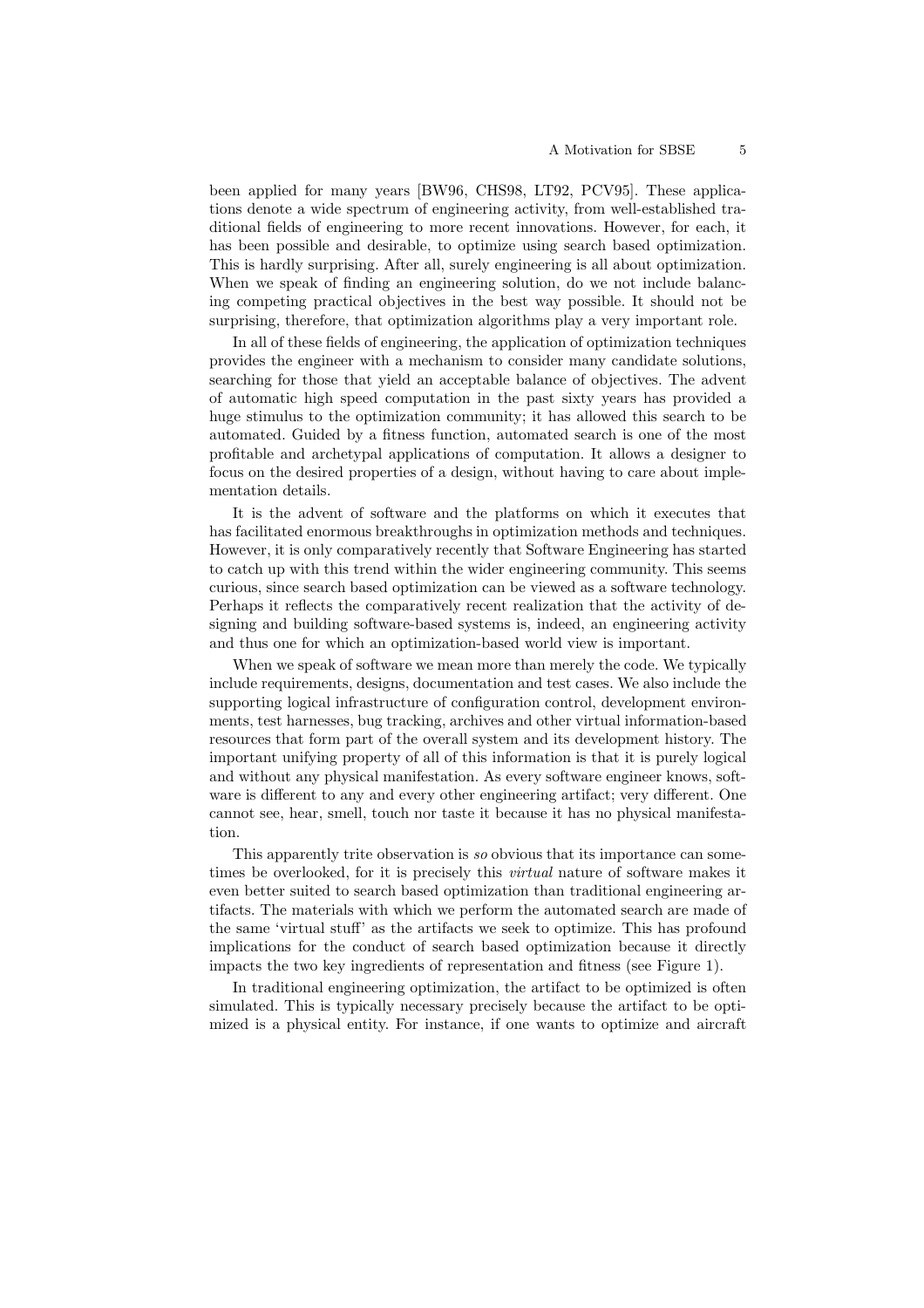been applied for many years [BW96, CHS98, LT92, PCV95]. These applications denote a wide spectrum of engineering activity, from well-established traditional fields of engineering to more recent innovations. However, for each, it has been possible and desirable, to optimize using search based optimization. This is hardly surprising. After all, surely engineering is all about optimization. When we speak of finding an engineering solution, do we not include balancing competing practical objectives in the best way possible. It should not be surprising, therefore, that optimization algorithms play a very important role.

In all of these fields of engineering, the application of optimization techniques provides the engineer with a mechanism to consider many candidate solutions, searching for those that yield an acceptable balance of objectives. The advent of automatic high speed computation in the past sixty years has provided a huge stimulus to the optimization community; it has allowed this search to be automated. Guided by a fitness function, automated search is one of the most profitable and archetypal applications of computation. It allows a designer to focus on the desired properties of a design, without having to care about implementation details.

It is the advent of software and the platforms on which it executes that has facilitated enormous breakthroughs in optimization methods and techniques. However, it is only comparatively recently that Software Engineering has started to catch up with this trend within the wider engineering community. This seems curious, since search based optimization can be viewed as a software technology. Perhaps it reflects the comparatively recent realization that the activity of designing and building software-based systems is, indeed, an engineering activity and thus one for which an optimization-based world view is important.

When we speak of software we mean more than merely the code. We typically include requirements, designs, documentation and test cases. We also include the supporting logical infrastructure of configuration control, development environments, test harnesses, bug tracking, archives and other virtual information-based resources that form part of the overall system and its development history. The important unifying property of all of this information is that it is purely logical and without any physical manifestation. As every software engineer knows, software is different to any and every other engineering artifact; very different. One cannot see, hear, smell, touch nor taste it because it has no physical manifestation.

This apparently trite observation is *so* obvious that its importance can sometimes be overlooked, for it is precisely this *virtual* nature of software makes it even better suited to search based optimization than traditional engineering artifacts. The materials with which we perform the automated search are made of the same 'virtual stuff' as the artifacts we seek to optimize. This has profound implications for the conduct of search based optimization because it directly impacts the two key ingredients of representation and fitness (see Figure 1).

In traditional engineering optimization, the artifact to be optimized is often simulated. This is typically necessary precisely because the artifact to be optimized is a physical entity. For instance, if one wants to optimize and aircraft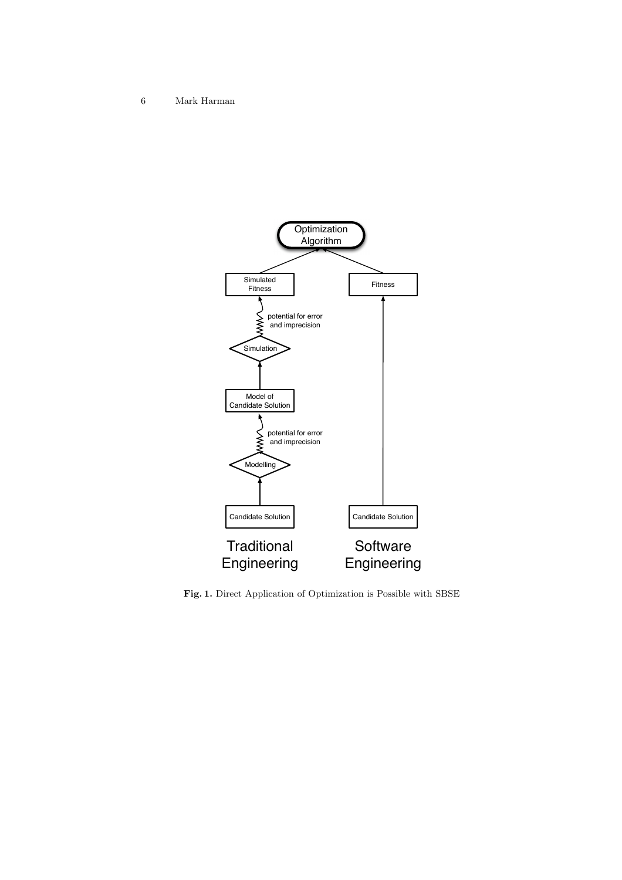Fig. 1. Direct Application of Optimization is Possible with SBSE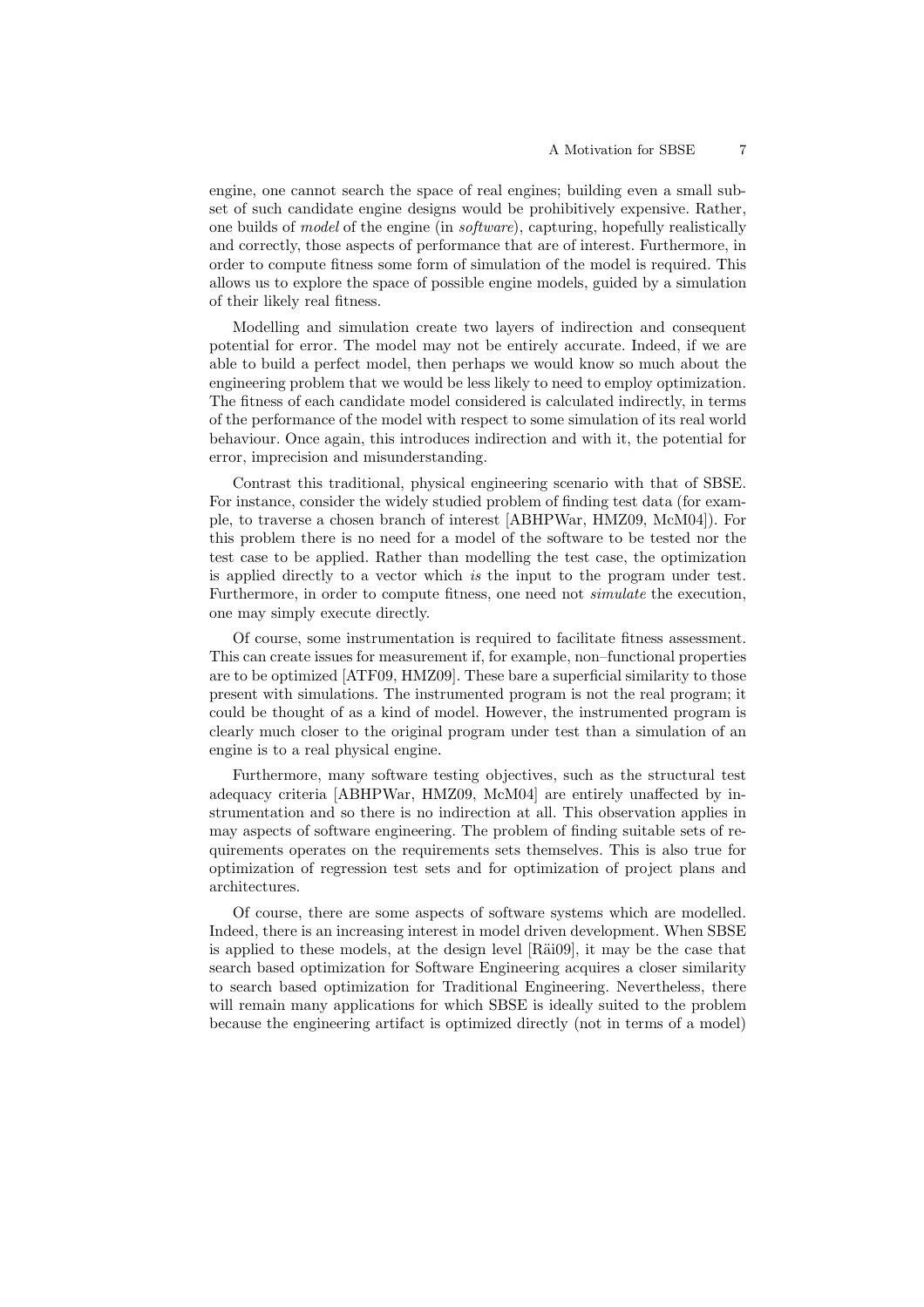engine, one cannot search the space of real engines; building even a small subset of such candidate engine designs would be prohibitively expensive. Rather, one builds of *model* of the engine (in *software*), capturing, hopefully realistically and correctly, those aspects of performance that are of interest. Furthermore, in order to compute fitness some form of simulation of the model is required. This allows us to explore the space of possible engine models, guided by a simulation of their likely real fitness.

Modelling and simulation create two layers of indirection and consequent potential for error. The model may not be entirely accurate. Indeed, if we are able to build a perfect model, then perhaps we would know so much about the engineering problem that we would be less likely to need to employ optimization. The fitness of each candidate model considered is calculated indirectly, in terms of the performance of the model with respect to some simulation of its real world behaviour. Once again, this introduces indirection and with it, the potential for error, imprecision and misunderstanding.

Contrast this traditional, physical engineering scenario with that of SBSE. For instance, consider the widely studied problem of finding test data (for example, to traverse a chosen branch of interest [ABHPWar, HMZ09, McM04]). For this problem there is no need for a model of the software to be tested nor the test case to be applied. Rather than modelling the test case, the optimization is applied directly to a vector which *is* the input to the program under test. Furthermore, in order to compute fitness, one need not *simulate* the execution, one may simply execute directly.

Of course, some instrumentation is required to facilitate fitness assessment. This can create issues for measurement if, for example, non–functional properties are to be optimized [ATF09, HMZ09]. These bare a superficial similarity to those present with simulations. The instrumented program is not the real program; it could be thought of as a kind of model. However, the instrumented program is clearly much closer to the original program under test than a simulation of an engine is to a real physical engine.

Furthermore, many software testing objectives, such as the structural test adequacy criteria [ABHPWar, HMZ09, McM04] are entirely unaffected by instrumentation and so there is no indirection at all. This observation applies in may aspects of software engineering. The problem of finding suitable sets of requirements operates on the requirements sets themselves. This is also true for optimization of regression test sets and for optimization of project plans and architectures.

Of course, there are some aspects of software systems which are modelled. Indeed, there is an increasing interest in model driven development. When SBSE is applied to these models, at the design level [Räi09], it may be the case that search based optimization for Software Engineering acquires a closer similarity to search based optimization for Traditional Engineering. Nevertheless, there will remain many applications for which SBSE is ideally suited to the problem because the engineering artifact is optimized directly (not in terms of a model)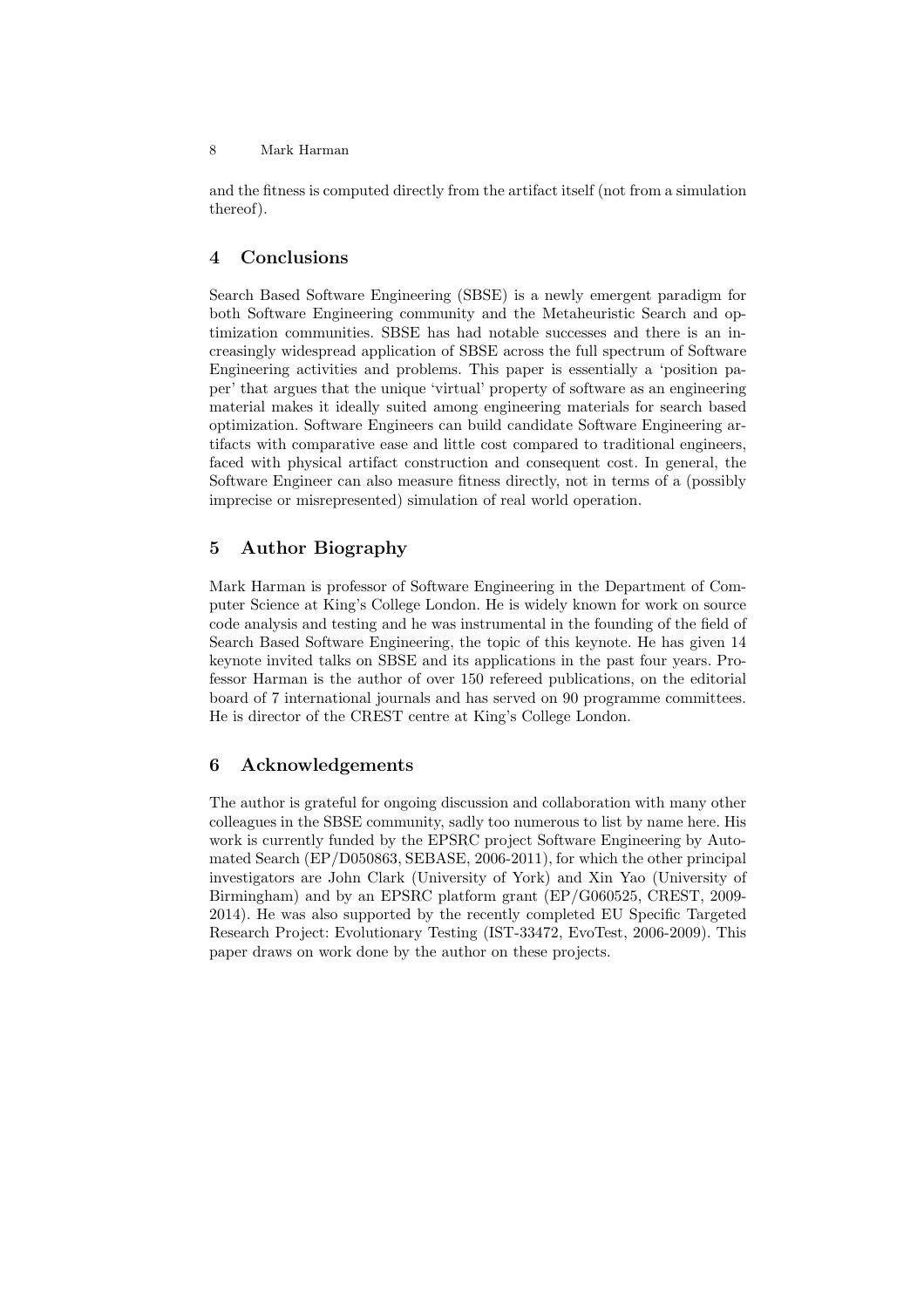and the fitness is computed directly from the artifact itself (not from a simulation thereof).

## 4 Conclusions

Search Based Software Engineering (SBSE) is a newly emergent paradigm for both Software Engineering community and the Metaheuristic Search and optimization communities. SBSE has had notable successes and there is an increasingly widespread application of SBSE across the full spectrum of Software Engineering activities and problems. This paper is essentially a 'position paper' that argues that the unique 'virtual' property of software as an engineering material makes it ideally suited among engineering materials for search based optimization. Software Engineers can build candidate Software Engineering artifacts with comparative ease and little cost compared to traditional engineers, faced with physical artifact construction and consequent cost. In general, the Software Engineer can also measure fitness directly, not in terms of a (possibly imprecise or misrepresented) simulation of real world operation.

## 5 Author Biography

Mark Harman is professor of Software Engineering in the Department of Computer Science at King's College London. He is widely known for work on source code analysis and testing and he was instrumental in the founding of the field of Search Based Software Engineering, the topic of this keynote. He has given 14 keynote invited talks on SBSE and its applications in the past four years. Professor Harman is the author of over 150 refereed publications, on the editorial board of 7 international journals and has served on 90 programme committees. He is director of the CREST centre at King's College London.

## 6 Acknowledgements

The author is grateful for ongoing discussion and collaboration with many other colleagues in the SBSE community, sadly too numerous to list by name here. His work is currently funded by the EPSRC project Software Engineering by Automated Search (EP/D050863, SEBASE, 2006-2011), for which the other principal investigators are John Clark (University of York) and Xin Yao (University of Birmingham) and by an EPSRC platform grant (EP/G060525, CREST, 2009-2014). He was also supported by the recently completed EU Specific Targeted Research Project: Evolutionary Testing (IST-33472, EvoTest, 2006-2009). This paper draws on work done by the author on these projects.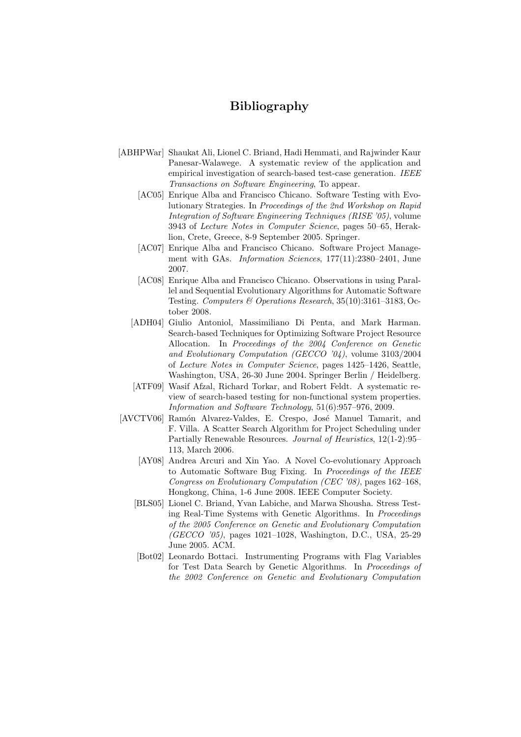# Bibliography

[ABHPWar] Shaukat Ali, Lionel C. Briand, Hadi Hemmati, and Rajwinder Kaur Panesar-Walawege. A systematic review of the application and empirical investigation of search-based test-case generation. *IEEE Transactions on Software Engineering*, To appear.

[AC05] Enrique Alba and Francisco Chicano. Software Testing with Evolutionary Strategies. In *Proceedings of the 2nd Workshop on Rapid Integration of Software Engineering Techniques (RISE '05)*, volume 3943 of *Lecture Notes in Computer Science*, pages 50–65, Heraklion, Crete, Greece, 8-9 September 2005. Springer.

[AC07] Enrique Alba and Francisco Chicano. Software Project Management with GAs. *Information Sciences*, 177(11):2380–2401, June 2007.

[AC08] Enrique Alba and Francisco Chicano. Observations in using Parallel and Sequential Evolutionary Algorithms for Automatic Software Testing. *Computers & Operations Research*, 35(10):3161–3183, October 2008.

[ADH04] Giulio Antoniol, Massimiliano Di Penta, and Mark Harman. Search-based Techniques for Optimizing Software Project Resource Allocation. In *Proceedings of the 2004 Conference on Genetic and Evolutionary Computation (GECCO '04)*, volume 3103/2004 of *Lecture Notes in Computer Science*, pages 1425–1426, Seattle, Washington, USA, 26-30 June 2004. Springer Berlin / Heidelberg.

[ATF09] Wasif Afzal, Richard Torkar, and Robert Feldt. A systematic review of search-based testing for non-functional system properties. *Information and Software Technology*, 51(6):957–976, 2009.

[AVCTV06] Ramón Alvarez-Valdes, E. Crespo, José Manuel Tamarit, and F. Villa. A Scatter Search Algorithm for Project Scheduling under Partially Renewable Resources. *Journal of Heuristics*, 12(1-2):95–113, March 2006.

[AY08] Andrea Arcuri and Xin Yao. A Novel Co-evolutionary Approach to Automatic Software Bug Fixing. In *Proceedings of the IEEE Congress on Evolutionary Computation (CEC '08)*, pages 162–168, Hongkong, China, 1-6 June 2008. IEEE Computer Society.

[BLS05] Lionel C. Briand, Yvan Labiche, and Marwa Shousha. Stress Testing Real-Time Systems with Genetic Algorithms. In *Proceedings of the 2005 Conference on Genetic and Evolutionary Computation (GECCO '05)*, pages 1021–1028, Washington, D.C., USA, 25-29 June 2005. ACM.

[Bot02] Leonardo Bottaci. Instrumenting Programs with Flag Variables for Test Data Search by Genetic Algorithms. In *Proceedings of the 2002 Conference on Genetic and Evolutionary Computation*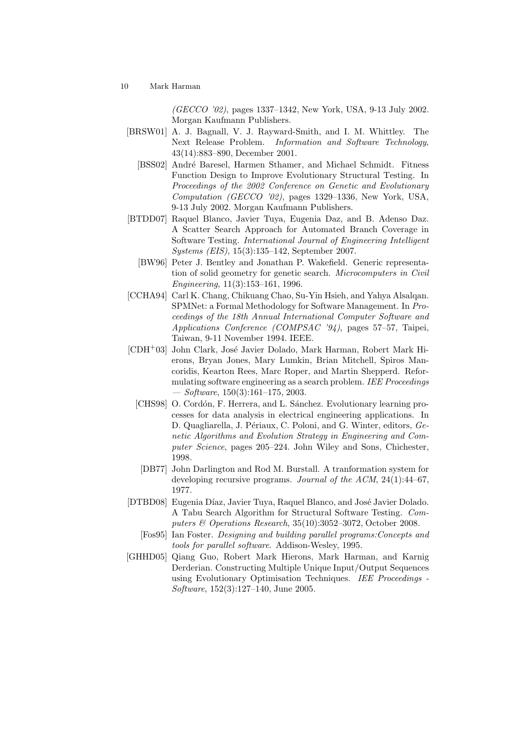*(GECCO '02)*, pages 1337–1342, New York, USA, 9-13 July 2002. Morgan Kaufmann Publishers.

[BRSW01] A. J. Bagnall, V. J. Rayward-Smith, and I. M. Whittley. The Next Release Problem. *Information and Software Technology*, 43(14):883–890, December 2001.

[BSS02] André Baresel, Harmen Sthamer, and Michael Schmidt. Fitness Function Design to Improve Evolutionary Structural Testing. In *Proceedings of the 2002 Conference on Genetic and Evolutionary Computation (GECCO '02)*, pages 1329–1336, New York, USA, 9-13 July 2002. Morgan Kaufmann Publishers.

[BTDD07] Raquel Blanco, Javier Tuya, Eugenia Daz, and B. Adenso Daz. A Scatter Search Approach for Automated Branch Coverage in Software Testing. *International Journal of Engineering Intelligent Systems (EIS)*, 15(3):135–142, September 2007.

[BW96] Peter J. Bentley and Jonathan P. Wakefield. Generic representation of solid geometry for genetic search. *Microcomputers in Civil Engineering*, 11(3):153–161, 1996.

[CCHA94] Carl K. Chang, Chikuang Chao, Su-Yin Hsieh, and Yahya Alsalqan. SPMNet: a Formal Methodology for Software Management. In *Proceedings of the 18th Annual International Computer Software and Applications Conference (COMPSAC '94)*, pages 57–57, Taipei, Taiwan, 9-11 November 1994. IEEE.

[CDH+03] John Clark, José Javier Dolado, Mark Harman, Robert Mark Hierons, Bryan Jones, Mary Lumkin, Brian Mitchell, Spiros Mancoridis, Kearton Rees, Marc Roper, and Martin Shepperd. Reformulating software engineering as a search problem. *IEE Proceedings — Software*, 150(3):161–175, 2003.

[CHS98] O. Cordón, F. Herrera, and L. Sánchez. Evolutionary learning processes for data analysis in electrical engineering applications. In D. Quagliarella, J. Périaux, C. Poloni, and G. Winter, editors, *Genetic Algorithms and Evolution Strategy in Engineering and Computer Science*, pages 205–224. John Wiley and Sons, Chichester, 1998.

[DB77] John Darlington and Rod M. Burstall. A tranformation system for developing recursive programs. *Journal of the ACM*, 24(1):44–67, 1977.

[DTBD08] Eugenia Díaz, Javier Tuya, Raquel Blanco, and José Javier Dolado. A Tabu Search Algorithm for Structural Software Testing. *Computers & Operations Research*, 35(10):3052–3072, October 2008.

[Fos95] Ian Foster. *Designing and building parallel programs:Concepts and tools for parallel software*. Addison-Wesley, 1995.

[GHHD05] Qiang Guo, Robert Mark Hierons, Mark Harman, and Karnig Derderian. Constructing Multiple Unique Input/Output Sequences using Evolutionary Optimisation Techniques. *IEE Proceedings - Software*, 152(3):127–140, June 2005.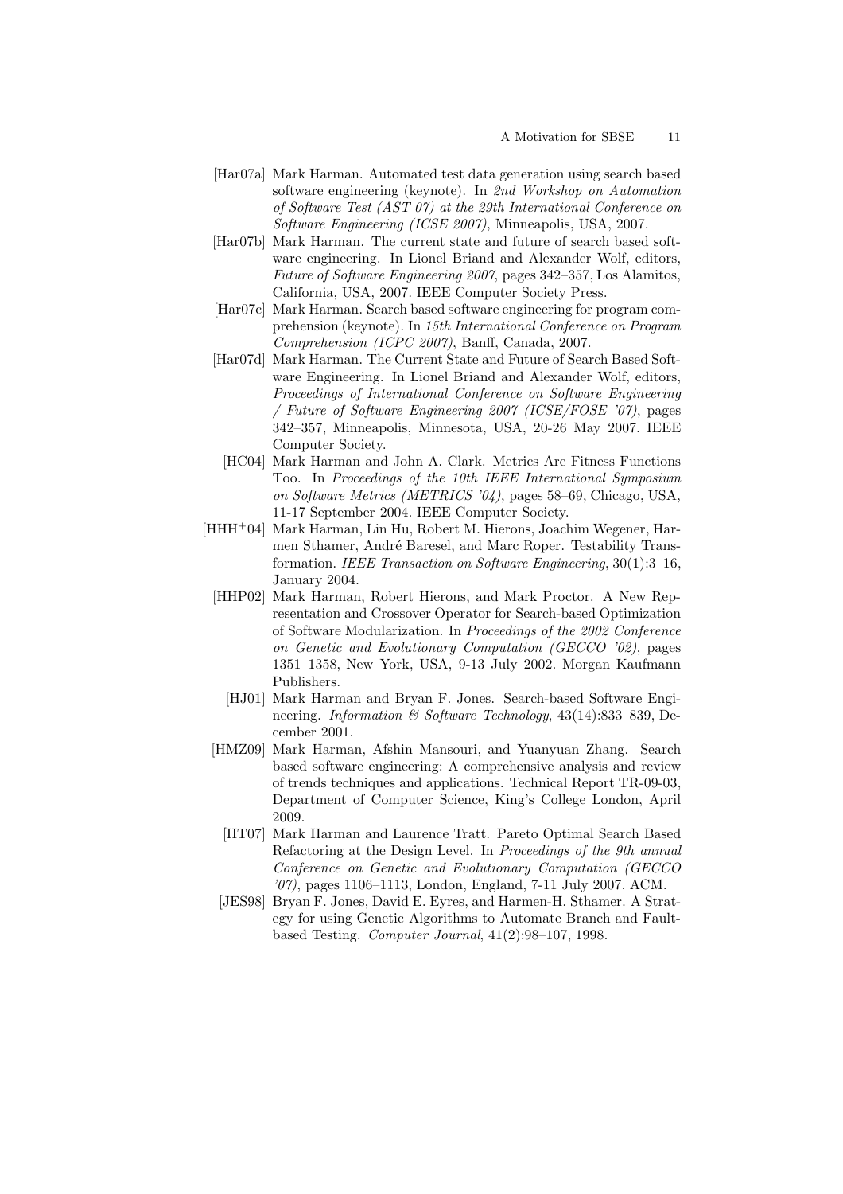[Har07a] Mark Harman. Automated test data generation using search based software engineering (keynote). In *2nd Workshop on Automation of Software Test (AST 07) at the 29th International Conference on Software Engineering (ICSE 2007)*, Minneapolis, USA, 2007.

[Har07b] Mark Harman. The current state and future of search based software engineering. In Lionel Briand and Alexander Wolf, editors, *Future of Software Engineering 2007*, pages 342–357, Los Alamitos, California, USA, 2007. IEEE Computer Society Press.

[Har07c] Mark Harman. Search based software engineering for program comprehension (keynote). In *15th International Conference on Program Comprehension (ICPC 2007)*, Banff, Canada, 2007.

[Har07d] Mark Harman. The Current State and Future of Search Based Software Engineering. In Lionel Briand and Alexander Wolf, editors, *Proceedings of International Conference on Software Engineering / Future of Software Engineering 2007 (ICSE/FOSE '07)*, pages 342–357, Minneapolis, Minnesota, USA, 20-26 May 2007. IEEE Computer Society.

[HC04] Mark Harman and John A. Clark. Metrics Are Fitness Functions Too. In *Proceedings of the 10th IEEE International Symposium on Software Metrics (METRICS '04)*, pages 58–69, Chicago, USA, 11-17 September 2004. IEEE Computer Society.

[HHH+04] Mark Harman, Lin Hu, Robert M. Hierons, Joachim Wegener, Harmen Sthamer, André Baresel, and Marc Roper. Testability Transformation. *IEEE Transaction on Software Engineering*, 30(1):3–16, January 2004.

[HHP02] Mark Harman, Robert Hierons, and Mark Proctor. A New Representation and Crossover Operator for Search-based Optimization of Software Modularization. In *Proceedings of the 2002 Conference on Genetic and Evolutionary Computation (GECCO '02)*, pages 1351–1358, New York, USA, 9-13 July 2002. Morgan Kaufmann Publishers.

[HJ01] Mark Harman and Bryan F. Jones. Search-based Software Engineering. *Information & Software Technology*, 43(14):833–839, December 2001.

[HMZ09] Mark Harman, Afshin Mansouri, and Yuanyuan Zhang. Search based software engineering: A comprehensive analysis and review of trends techniques and applications. Technical Report TR-09-03, Department of Computer Science, King's College London, April 2009.

[HT07] Mark Harman and Laurence Tratt. Pareto Optimal Search Based Refactoring at the Design Level. In *Proceedings of the 9th annual Conference on Genetic and Evolutionary Computation (GECCO '07)*, pages 1106–1113, London, England, 7-11 July 2007. ACM.

[JES98] Bryan F. Jones, David E. Eyres, and Harmen-H. Sthamer. A Strategy for using Genetic Algorithms to Automate Branch and Fault-based Testing. *Computer Journal*, 41(2):98–107, 1998.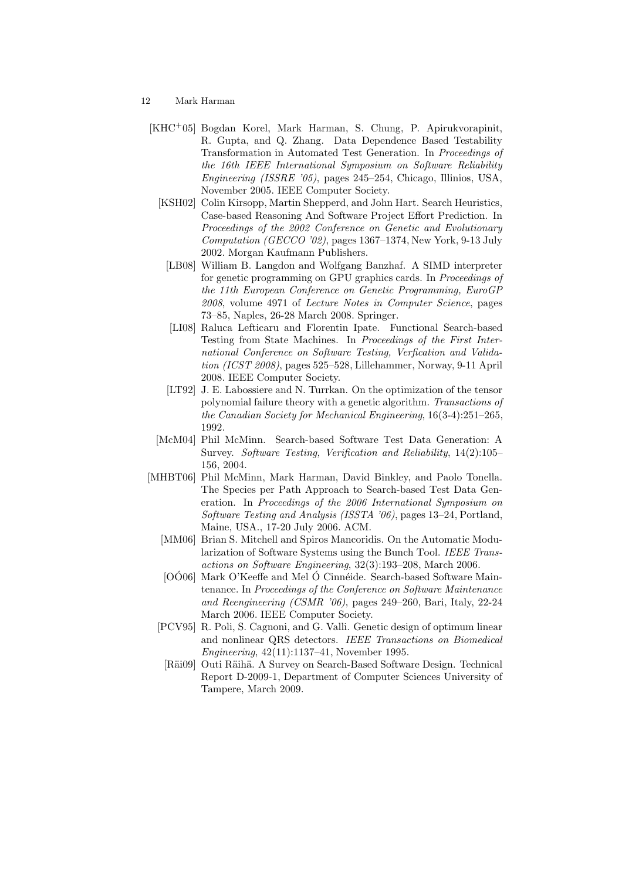[KHC$^+$05] Bogdan Korel, Mark Harman, S. Chung, P. Apirukvorapinit, R. Gupta, and Q. Zhang. Data Dependence Based Testability Transformation in Automated Test Generation. In *Proceedings of the 16th IEEE International Symposium on Software Reliability Engineering (ISSRE '05)*, pages 245–254, Chicago, Illinios, USA, November 2005. IEEE Computer Society.

[KSH02] Colin Kirsopp, Martin Shepperd, and John Hart. Search Heuristics, Case-based Reasoning And Software Project Effort Prediction. In *Proceedings of the 2002 Conference on Genetic and Evolutionary Computation (GECCO '02)*, pages 1367–1374, New York, 9-13 July 2002. Morgan Kaufmann Publishers.

[LB08] William B. Langdon and Wolfgang Banzhaf. A SIMD interpreter for genetic programming on GPU graphics cards. In *Proceedings of the 11th European Conference on Genetic Programming, EuroGP 2008*, volume 4971 of *Lecture Notes in Computer Science*, pages 73–85, Naples, 26-28 March 2008. Springer.

[LI08] Raluca Lefticaru and Florentin Ipate. Functional Search-based Testing from State Machines. In *Proceedings of the First International Conference on Software Testing, Verfication and Validation (ICST 2008)*, pages 525–528, Lillehammer, Norway, 9-11 April 2008. IEEE Computer Society.

[LT92] J. E. Labossiere and N. Turrkan. On the optimization of the tensor polynomial failure theory with a genetic algorithm. *Transactions of the Canadian Society for Mechanical Engineering*, 16(3-4):251–265, 1992.

[McM04] Phil McMinn. Search-based Software Test Data Generation: A Survey. *Software Testing, Verification and Reliability*, 14(2):105–156, 2004.

[MHBT06] Phil McMinn, Mark Harman, David Binkley, and Paolo Tonella. The Species per Path Approach to Search-based Test Data Generation. In *Proceedings of the 2006 International Symposium on Software Testing and Analysis (ISSTA '06)*, pages 13–24, Portland, Maine, USA., 17-20 July 2006. ACM.

[MM06] Brian S. Mitchell and Spiros Mancoridis. On the Automatic Modularization of Software Systems using the Bunch Tool. *IEEE Transactions on Software Engineering*, 32(3):193–208, March 2006.

[OÓ06] Mark O'Keeffe and Mel Ó Cinnéide. Search-based Software Maintenance. In *Proceedings of the Conference on Software Maintenance and Reengineering (CSMR '06)*, pages 249–260, Bari, Italy, 22-24 March 2006. IEEE Computer Society.

[PCV95] R. Poli, S. Cagnoni, and G. Valli. Genetic design of optimum linear and nonlinear QRS detectors. *IEEE Transactions on Biomedical Engineering*, 42(11):1137–41, November 1995.

[Räi09] Outi Räihä. A Survey on Search-Based Software Design. Technical Report D-2009-1, Department of Computer Sciences University of Tampere, March 2009.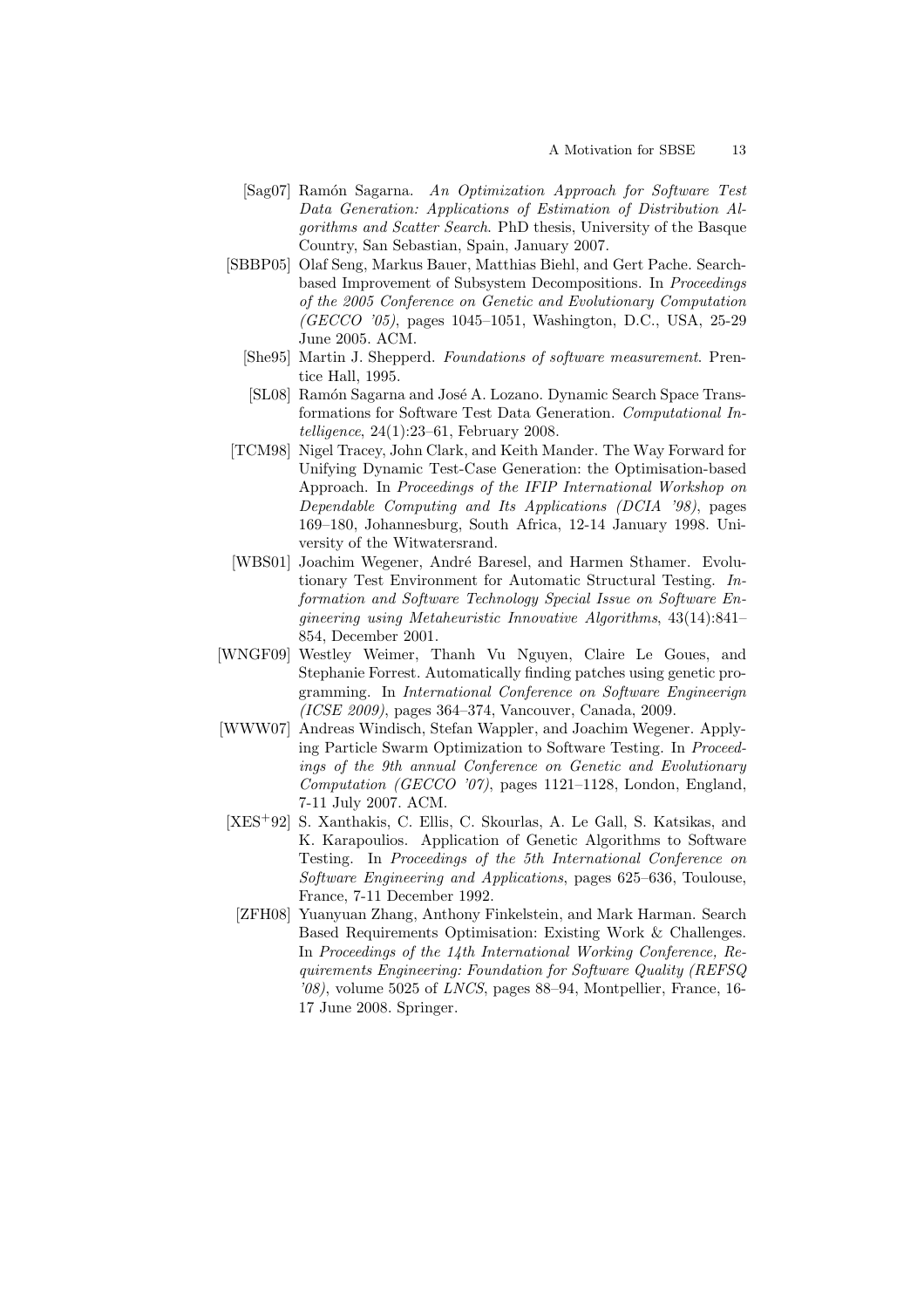[Sag07] Ramón Sagarna. *An Optimization Approach for Software Test Data Generation: Applications of Estimation of Distribution Algorithms and Scatter Search*. PhD thesis, University of the Basque Country, San Sebastian, Spain, January 2007.

[SBBP05] Olaf Seng, Markus Bauer, Matthias Biehl, and Gert Pache. Search-based Improvement of Subsystem Decompositions. In *Proceedings of the 2005 Conference on Genetic and Evolutionary Computation (GECCO '05)*, pages 1045–1051, Washington, D.C., USA, 25-29 June 2005. ACM.

[She95] Martin J. Shepperd. *Foundations of software measurement*. Prentice Hall, 1995.

[SL08] Ramón Sagarna and José A. Lozano. Dynamic Search Space Transformations for Software Test Data Generation. *Computational Intelligence*, 24(1):23–61, February 2008.

[TCM98] Nigel Tracey, John Clark, and Keith Mander. The Way Forward for Unifying Dynamic Test-Case Generation: the Optimisation-based Approach. In *Proceedings of the IFIP International Workshop on Dependable Computing and Its Applications (DCIA '98)*, pages 169–180, Johannesburg, South Africa, 12-14 January 1998. University of the Witwatersrand.

[WBS01] Joachim Wegener, André Baresel, and Harmen Sthamer. Evolutionary Test Environment for Automatic Structural Testing. *Information and Software Technology Special Issue on Software Engineering using Metaheuristic Innovative Algorithms*, 43(14):841–854, December 2001.

[WNGF09] Westley Weimer, Thanh Vu Nguyen, Claire Le Goues, and Stephanie Forrest. Automatically finding patches using genetic programming. In *International Conference on Software Engineerign (ICSE 2009)*, pages 364–374, Vancouver, Canada, 2009.

[WWW07] Andreas Windisch, Stefan Wappler, and Joachim Wegener. Applying Particle Swarm Optimization to Software Testing. In *Proceedings of the 9th annual Conference on Genetic and Evolutionary Computation (GECCO '07)*, pages 1121–1128, London, England, 7-11 July 2007. ACM.

[XES+92] S. Xanthakis, C. Ellis, C. Skourlas, A. Le Gall, S. Katsikas, and K. Karapoulios. Application of Genetic Algorithms to Software Testing. In *Proceedings of the 5th International Conference on Software Engineering and Applications*, pages 625–636, Toulouse, France, 7-11 December 1992.

[ZFH08] Yuanyuan Zhang, Anthony Finkelstein, and Mark Harman. Search Based Requirements Optimisation: Existing Work & Challenges. In *Proceedings of the 14th International Working Conference, Requirements Engineering: Foundation for Software Quality (REFSQ '08)*, volume 5025 of *LNCS*, pages 88–94, Montpellier, France, 16-17 June 2008. Springer.